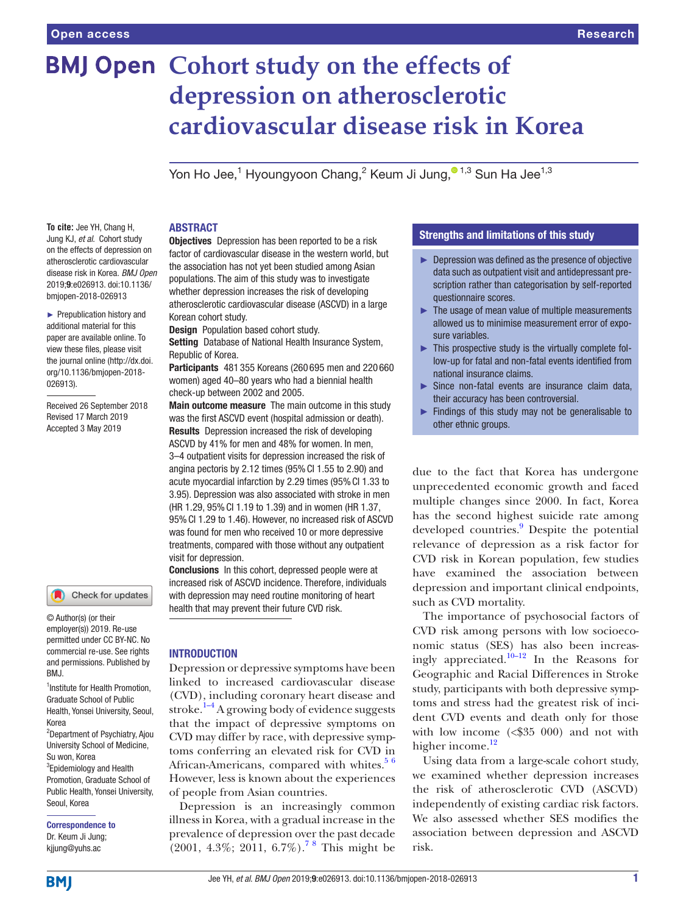# Cohort study on the effects of depression on atherosclerotic cardiovascular disease risk in Korea

Yon Ho Jee,[1] Hyoungyoon Chang,[2] Keum Ji Jung,[1,3] Sun Ha Jee[1,3]

**To cite:** Jee YH, Chang H, Jung KJ, *et al*. Cohort study on the effects of depression on atherosclerotic cardiovascular disease risk in Korea. *BMJ Open* 2019;**9**:e026913. doi:10.1136/bmjopen-2018-026913

► Prepublication history and additional material for this paper are available online. To view these files, please visit the journal online (http://dx.doi.org/10.1136/bmjopen-2018-026913).

Received 26 September 2018
Revised 17 March 2019
Accepted 3 May 2019

© Author(s) (or their employer(s)) 2019. Re-use permitted under CC BY-NC. No commercial re-use. See rights and permissions. Published by BMJ.

[1]Institute for Health Promotion, Graduate School of Public Health, Yonsei University, Seoul, Korea
[2]Department of Psychiatry, Ajou University School of Medicine, Su won, Korea
[3]Epidemiology and Health Promotion, Graduate School of Public Health, Yonsei University, Seoul, Korea

**Correspondence to**
Dr. Keum Ji Jung;
kjjung@yuhs.ac

## ABSTRACT

**Objectives** Depression has been reported to be a risk factor of cardiovascular disease in the western world, but the association has not yet been studied among Asian populations. The aim of this study was to investigate whether depression increases the risk of developing atherosclerotic cardiovascular disease (ASCVD) in a large Korean cohort study.

**Design** Population based cohort study.

**Setting** Database of National Health Insurance System, Republic of Korea.

**Participants** 481 355 Koreans (260 695 men and 220 660 women) aged 40–80 years who had a biennial health check-up between 2002 and 2005.

**Main outcome measure** The main outcome in this study was the first ASCVD event (hospital admission or death).

**Results** Depression increased the risk of developing ASCVD by 41% for men and 48% for women. In men, 3–4 outpatient visits for depression increased the risk of angina pectoris by 2.12 times (95% CI 1.55 to 2.90) and acute myocardial infarction by 2.29 times (95% CI 1.33 to 3.95). Depression was also associated with stroke in men (HR 1.29, 95% CI 1.19 to 1.39) and in women (HR 1.37, 95% CI 1.29 to 1.46). However, no increased risk of ASCVD was found for men who received 10 or more depressive treatments, compared with those without any outpatient visit for depression.

**Conclusions** In this cohort, depressed people were at increased risk of ASCVD incidence. Therefore, individuals with depression may need routine monitoring of heart health that may prevent their future CVD risk.

## Strengths and limitations of this study

- ► Depression was defined as the presence of objective data such as outpatient visit and antidepressant prescription rather than categorisation by self-reported questionnaire scores.
- ► The usage of mean value of multiple measurements allowed us to minimise measurement error of exposure variables.
- ► This prospective study is the virtually complete follow-up for fatal and non-fatal events identified from national insurance claims.
- ► Since non-fatal events are insurance claim data, their accuracy has been controversial.
- ► Findings of this study may not be generalisable to other ethnic groups.

## INTRODUCTION

Depression or depressive symptoms have been linked to increased cardiovascular disease (CVD), including coronary heart disease and stroke.[1–4] A growing body of evidence suggests that the impact of depressive symptoms on CVD may differ by race, with depressive symptoms conferring an elevated risk for CVD in African-Americans, compared with whites.[5 6] However, less is known about the experiences of people from Asian countries.

Depression is an increasingly common illness in Korea, with a gradual increase in the prevalence of depression over the past decade (2001, 4.3%; 2011, 6.7%).[7 8] This might be due to the fact that Korea has undergone unprecedented economic growth and faced multiple changes since 2000. In fact, Korea has the second highest suicide rate among developed countries.[9] Despite the potential relevance of depression as a risk factor for CVD risk in Korean population, few studies have examined the association between depression and important clinical endpoints, such as CVD mortality.

The importance of psychosocial factors of CVD risk among persons with low socioeconomic status (SES) has also been increasingly appreciated.[10–12] In the Reasons for Geographic and Racial Differences in Stroke study, participants with both depressive symptoms and stress had the greatest risk of incident CVD events and death only for those with low income (<$35 000) and not with higher income.[12]

Using data from a large-scale cohort study, we examined whether depression increases the risk of atherosclerotic CVD (ASCVD) independently of existing cardiac risk factors. We also assessed whether SES modifies the association between depression and ASCVD risk.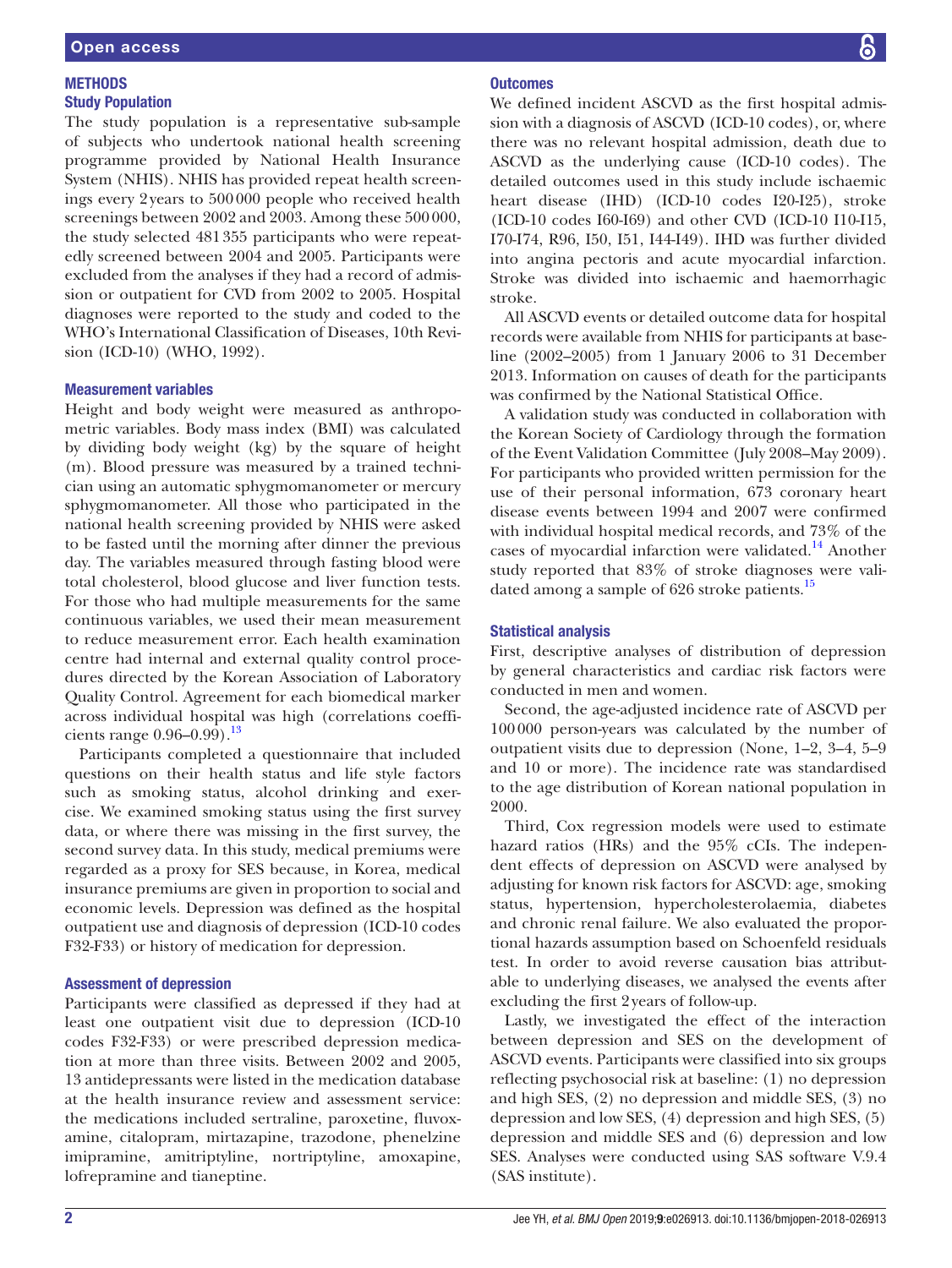## METHODS

### Study Population

The study population is a representative sub-sample of subjects who undertook national health screening programme provided by National Health Insurance System (NHIS). NHIS has provided repeat health screenings every 2 years to 500 000 people who received health screenings between 2002 and 2003. Among these 500 000, the study selected 481 355 participants who were repeatedly screened between 2004 and 2005. Participants were excluded from the analyses if they had a record of admission or outpatient for CVD from 2002 to 2005. Hospital diagnoses were reported to the study and coded to the WHO's International Classification of Diseases, 10th Revision (ICD-10) (WHO, 1992).

### Measurement variables

Height and body weight were measured as anthropometric variables. Body mass index (BMI) was calculated by dividing body weight (kg) by the square of height (m). Blood pressure was measured by a trained technician using an automatic sphygmomanometer or mercury sphygmomanometer. All those who participated in the national health screening provided by NHIS were asked to be fasted until the morning after dinner the previous day. The variables measured through fasting blood were total cholesterol, blood glucose and liver function tests. For those who had multiple measurements for the same continuous variables, we used their mean measurement to reduce measurement error. Each health examination centre had internal and external quality control procedures directed by the Korean Association of Laboratory Quality Control. Agreement for each biomedical marker across individual hospital was high (correlations coefficients range 0.96–0.99).[13]

Participants completed a questionnaire that included questions on their health status and life style factors such as smoking status, alcohol drinking and exercise. We examined smoking status using the first survey data, or where there was missing in the first survey, the second survey data. In this study, medical premiums were regarded as a proxy for SES because, in Korea, medical insurance premiums are given in proportion to social and economic levels. Depression was defined as the hospital outpatient use and diagnosis of depression (ICD-10 codes F32-F33) or history of medication for depression.

### Assessment of depression

Participants were classified as depressed if they had at least one outpatient visit due to depression (ICD-10 codes F32-F33) or were prescribed depression medication at more than three visits. Between 2002 and 2005, 13 antidepressants were listed in the medication database at the health insurance review and assessment service: the medications included sertraline, paroxetine, fluvoxamine, citalopram, mirtazapine, trazodone, phenelzine imipramine, amitriptyline, nortriptyline, amoxapine, lofrepramine and tianeptine.

### Outcomes

We defined incident ASCVD as the first hospital admission with a diagnosis of ASCVD (ICD-10 codes), or, where there was no relevant hospital admission, death due to ASCVD as the underlying cause (ICD-10 codes). The detailed outcomes used in this study include ischaemic heart disease (IHD) (ICD-10 codes I20-I25), stroke (ICD-10 codes I60-I69) and other CVD (ICD-10 codes I10-I15, I70-I74, R96, I50, I51, I44-I49). IHD was further divided into angina pectoris and acute myocardial infarction. Stroke was divided into ischaemic and haemorrhagic stroke.

All ASCVD events or detailed outcome data for hospital records were available from NHIS for participants at baseline (2002–2005) from 1 January 2006 to 31 December 2013. Information on causes of death for the participants was confirmed by the National Statistical Office.

A validation study was conducted in collaboration with the Korean Society of Cardiology through the formation of the Event Validation Committee (July 2008–May 2009). For participants who provided written permission for the use of their personal information, 673 coronary heart disease events between 1994 and 2007 were confirmed with individual hospital medical records, and 73% of the cases of myocardial infarction were validated.[14] Another study reported that 83% of stroke diagnoses were validated among a sample of 626 stroke patients.[15]

### Statistical analysis

First, descriptive analyses of distribution of depression by general characteristics and cardiac risk factors were conducted in men and women.

Second, the age-adjusted incidence rate of ASCVD per 100 000 person-years was calculated by the number of outpatient visits due to depression (None, 1–2, 3–4, 5–9 and 10 or more). The incidence rate was standardised to the age distribution of Korean national population in 2000.

Third, Cox regression models were used to estimate hazard ratios (HRs) and the 95% cCIs. The independent effects of depression on ASCVD were analysed by adjusting for known risk factors for ASCVD: age, smoking status, hypertension, hypercholesterolaemia, diabetes and chronic renal failure. We also evaluated the proportional hazards assumption based on Schoenfeld residuals test. In order to avoid reverse causation bias attributable to underlying diseases, we analysed the events after excluding the first 2 years of follow-up.

Lastly, we investigated the effect of the interaction between depression and SES on the development of ASCVD events. Participants were classified into six groups reflecting psychosocial risk at baseline: (1) no depression and high SES, (2) no depression and middle SES, (3) no depression and low SES, (4) depression and high SES, (5) depression and middle SES and (6) depression and low SES. Analyses were conducted using SAS software V.9.4 (SAS institute).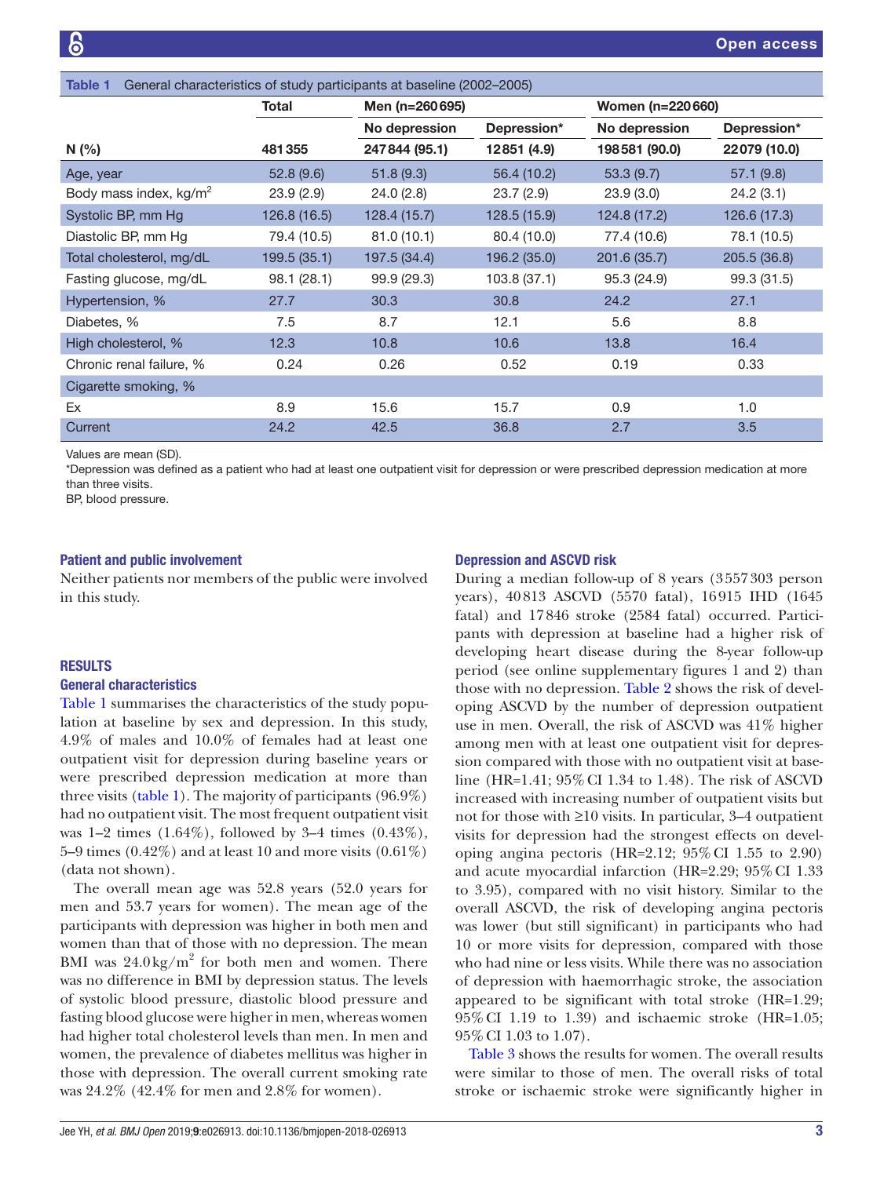Table 1 General characteristics of study participants at baseline (2002–2005)

| | Total | Men (n=260 695) | | Women (n=220 660) | |
|---|---|---|---|---|---|
| | | No depression | Depression* | No depression | Depression* |
| N (%) | 481 355 | 247 844 (95.1) | 12 851 (4.9) | 198 581 (90.0) | 22 079 (10.0) |
| Age, year | 52.8 (9.6) | 51.8 (9.3) | 56.4 (10.2) | 53.3 (9.7) | 57.1 (9.8) |
| Body mass index, kg/m$^2$ | 23.9 (2.9) | 24.0 (2.8) | 23.7 (2.9) | 23.9 (3.0) | 24.2 (3.1) |
| Systolic BP, mm Hg | 126.8 (16.5) | 128.4 (15.7) | 128.5 (15.9) | 124.8 (17.2) | 126.6 (17.3) |
| Diastolic BP, mm Hg | 79.4 (10.5) | 81.0 (10.1) | 80.4 (10.0) | 77.4 (10.6) | 78.1 (10.5) |
| Total cholesterol, mg/dL | 199.5 (35.1) | 197.5 (34.4) | 196.2 (35.0) | 201.6 (35.7) | 205.5 (36.8) |
| Fasting glucose, mg/dL | 98.1 (28.1) | 99.9 (29.3) | 103.8 (37.1) | 95.3 (24.9) | 99.3 (31.5) |
| Hypertension, % | 27.7 | 30.3 | 30.8 | 24.2 | 27.1 |
| Diabetes, % | 7.5 | 8.7 | 12.1 | 5.6 | 8.8 |
| High cholesterol, % | 12.3 | 10.8 | 10.6 | 13.8 | 16.4 |
| Chronic renal failure, % | 0.24 | 0.26 | 0.52 | 0.19 | 0.33 |
| Cigarette smoking, % | | | | | |
| Ex | 8.9 | 15.6 | 15.7 | 0.9 | 1.0 |
| Current | 24.2 | 42.5 | 36.8 | 2.7 | 3.5 |

Values are mean (SD).

*Depression was defined as a patient who had at least one outpatient visit for depression or were prescribed depression medication at more than three visits.

BP, blood pressure.

### Patient and public involvement

Neither patients nor members of the public were involved in this study.

## RESULTS

### General characteristics

Table 1 summarises the characteristics of the study population at baseline by sex and depression. In this study, 4.9% of males and 10.0% of females had at least one outpatient visit for depression during baseline years or were prescribed depression medication at more than three visits (table 1). The majority of participants (96.9%) had no outpatient visit. The most frequent outpatient visit was 1–2 times (1.64%), followed by 3–4 times (0.43%), 5–9 times (0.42%) and at least 10 and more visits (0.61%) (data not shown).

The overall mean age was 52.8 years (52.0 years for men and 53.7 years for women). The mean age of the participants with depression was higher in both men and women than that of those with no depression. The mean BMI was 24.0 kg/m$^2$ for both men and women. There was no difference in BMI by depression status. The levels of systolic blood pressure, diastolic blood pressure and fasting blood glucose were higher in men, whereas women had higher total cholesterol levels than men. In men and women, the prevalence of diabetes mellitus was higher in those with depression. The overall current smoking rate was 24.2% (42.4% for men and 2.8% for women).

### Depression and ASCVD risk

During a median follow-up of 8 years (3 557 303 person years), 40 813 ASCVD (5570 fatal), 16 915 IHD (1645 fatal) and 17 846 stroke (2584 fatal) occurred. Participants with depression at baseline had a higher risk of developing heart disease during the 8-year follow-up period (see online supplementary figures 1 and 2) than those with no depression. Table 2 shows the risk of developing ASCVD by the number of depression outpatient use in men. Overall, the risk of ASCVD was 41% higher among men with at least one outpatient visit for depression compared with those with no outpatient visit at baseline (HR=1.41; 95% CI 1.34 to 1.48). The risk of ASCVD increased with increasing number of outpatient visits but not for those with ≥10 visits. In particular, 3–4 outpatient visits for depression had the strongest effects on developing angina pectoris (HR=2.12; 95% CI 1.55 to 2.90) and acute myocardial infarction (HR=2.29; 95% CI 1.33 to 3.95), compared with no visit history. Similar to the overall ASCVD, the risk of developing angina pectoris was lower (but still significant) in participants who had 10 or more visits for depression, compared with those who had nine or less visits. While there was no association of depression with haemorrhagic stroke, the association appeared to be significant with total stroke (HR=1.29; 95% CI 1.19 to 1.39) and ischaemic stroke (HR=1.05; 95% CI 1.03 to 1.07).

Table 3 shows the results for women. The overall results were similar to those of men. The overall risks of total stroke or ischaemic stroke were significantly higher in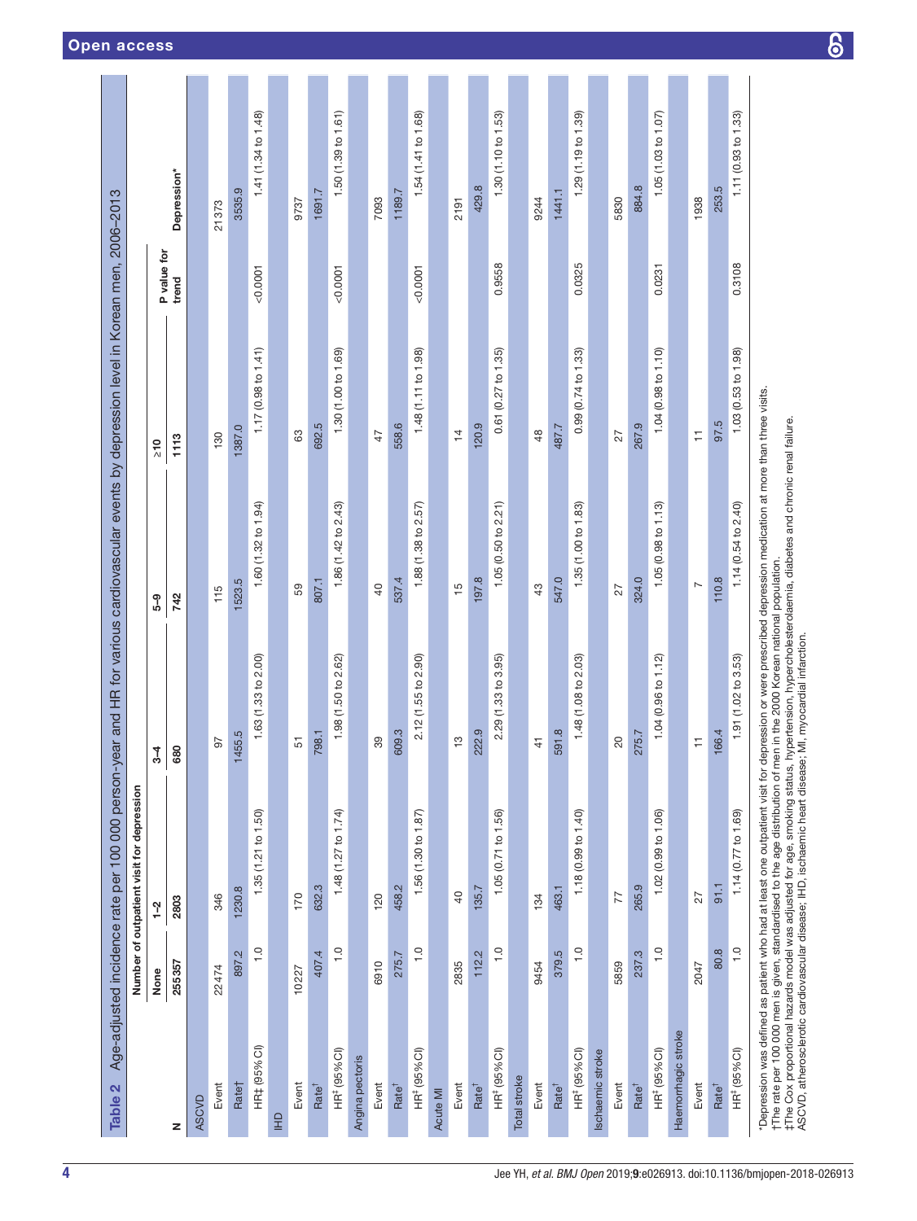**Table 2** Age-adjusted incidence rate per 100 000 person-year and HR for various cardiovascular events by depression level in Korean men, 2006–2013

| | Number of outpatient visit for depression | | | | | | |
|---|---|---|---|---|---|---|---|
| | None | 1–2 | 3–4 | 5–9 | ≥10 | P value for trend | Depression* |
| N | 255357 | 2803 | 680 | 742 | 1113 | | |
| **ASCVD** | | | | | | | |
| Event | 22474 | 346 | 97 | 115 | 130 | | 21373 |
| Rate† | 897.2 | 1230.8 | 1455.5 | 1523.5 | 1387.0 | | 3535.9 |
| HR‡ (95% CI) | 1.0 | 1.35 (1.21 to 1.50) | 1.63 (1.33 to 2.00) | 1.60 (1.32 to 1.94) | 1.17 (0.98 to 1.41) | <0.0001 | 1.41 (1.34 to 1.48) |
| **IHD** | | | | | | | |
| Event | 10227 | 170 | 51 | 59 | 63 | | 9737 |
| Rate† | 407.4 | 632.3 | 798.1 | 807.1 | 692.5 | | 1691.7 |
| HR‡ (95% CI) | 1.0 | 1.48 (1.27 to 1.74) | 1.98 (1.50 to 2.62) | 1.86 (1.42 to 2.43) | 1.30 (1.00 to 1.69) | <0.0001 | 1.50 (1.39 to 1.61) |
| **Angina pectoris** | | | | | | | |
| Event | 6910 | 120 | 39 | 40 | 47 | | 7093 |
| Rate† | 275.7 | 458.2 | 609.3 | 537.4 | 558.6 | | 1189.7 |
| HR‡ (95% CI) | 1.0 | 1.56 (1.30 to 1.87) | 2.12 (1.55 to 2.90) | 1.88 (1.38 to 2.57) | 1.48 (1.11 to 1.98) | <0.0001 | 1.54 (1.41 to 1.68) |
| **Acute MI** | | | | | | | |
| Event | 2835 | 40 | 13 | 15 | 14 | | 2191 |
| Rate† | 112.2 | 135.7 | 222.9 | 197.8 | 120.9 | | 429.8 |
| HR‡ (95% CI) | 1.0 | 1.05 (0.71 to 1.56) | 2.29 (1.33 to 3.95) | 1.05 (0.50 to 2.21) | 0.61 (0.27 to 1.35) | 0.9558 | 1.30 (1.10 to 1.53) |
| **Total stroke** | | | | | | | |
| Event | 9454 | 134 | 41 | 43 | 48 | | 9244 |
| Rate† | 379.5 | 463.1 | 591.8 | 547.0 | 487.7 | | 1441.1 |
| HR‡ (95% CI) | 1.0 | 1.18 (0.99 to 1.40) | 1.48 (1.08 to 2.03) | 1.35 (1.00 to 1.83) | 0.99 (0.74 to 1.33) | 0.0325 | 1.29 (1.19 to 1.39) |
| **Ischaemic stroke** | | | | | | | |
| Event | 5859 | 77 | 20 | 27 | 27 | | 5830 |
| Rate† | 237.3 | 265.9 | 275.7 | 324.0 | 267.9 | | 884.8 |
| HR‡ (95% CI) | 1.0 | 1.02 (0.99 to 1.06) | 1.04 (0.96 to 1.12) | 1.05 (0.98 to 1.13) | 1.04 (0.98 to 1.10) | 0.0231 | 1.05 (1.03 to 1.07) |
| **Haemorrhagic stroke** | | | | | | | |
| Event | 2047 | 27 | 11 | 7 | 11 | | 1938 |
| Rate† | 80.8 | 91.1 | 166.4 | 110.8 | 97.5 | | 253.5 |
| HR‡ (95% CI) | 1.0 | 1.14 (0.77 to 1.69) | 1.91 (1.02 to 3.53) | 1.14 (0.54 to 2.40) | 1.03 (0.53 to 1.98) | 0.3108 | 1.11 (0.93 to 1.33) |

*Depression was defined as patient who had at least one outpatient visit for depression or were prescribed depression medication at more than three visits.
†The rate per 100 000 men is given, standardised to the age distribution of men in the 2000 Korean national population.
‡The Cox proportional hazards model was adjusted for age, smoking status, hypertension, hypercholesterolaemia, diabetes and chronic renal failure.
ASCVD, atherosclerotic cardiovascular disease; IHD, ischaemic heart disease; MI, myocardial infarction.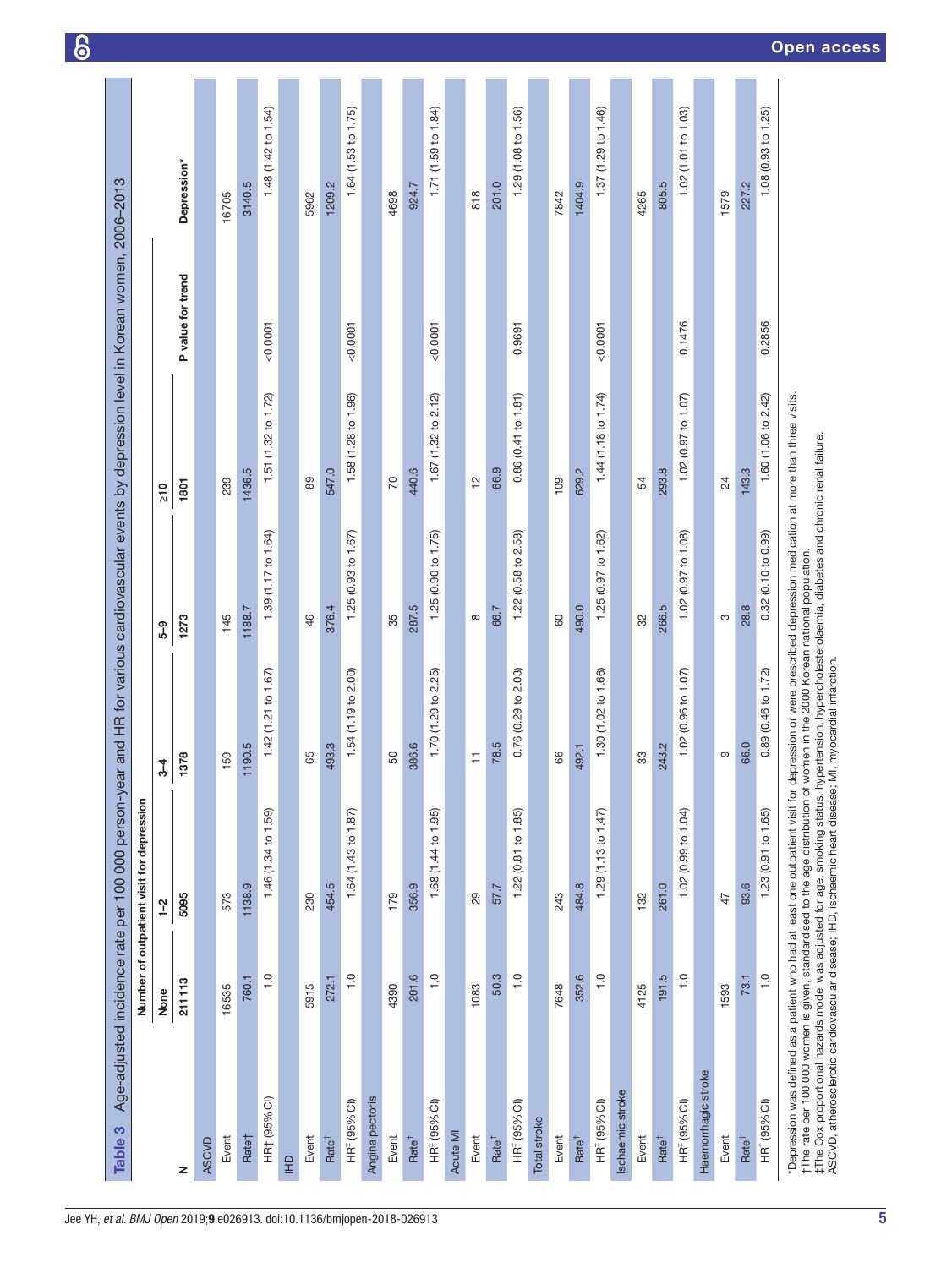**Table 3** Age-adjusted incidence rate per 100 000 person-year and HR for various cardiovascular events by depression level in Korean women, 2006–2013

| | Number of outpatient visit for depression | | | | | | |
|---|---|---|---|---|---|---|---|
| | None | 1–2 | 3–4 | 5–9 | ≥10 | P value for trend | Depression* |
| N | 211 113 | 5095 | 1378 | 1273 | 1801 | | |
| **ASCVD** | | | | | | | |
| Event | 16 535 | 573 | 159 | 145 | 239 | | 16 705 |
| Rate† | 760.1 | 1138.9 | 1190.5 | 1188.7 | 1436.5 | | 3140.5 |
| HR‡ (95% CI) | 1.0 | 1.46 (1.34 to 1.59) | 1.42 (1.21 to 1.67) | 1.39 (1.17 to 1.64) | 1.51 (1.32 to 1.72) | <0.0001 | 1.48 (1.42 to 1.54) |
| **IHD** | | | | | | | |
| Event | 5915 | 230 | 65 | 46 | 89 | | 5962 |
| Rate† | 272.1 | 454.5 | 493.3 | 376.4 | 547.0 | | 1209.2 |
| HR‡ (95% CI) | 1.0 | 1.64 (1.43 to 1.87) | 1.54 (1.19 to 2.00) | 1.25 (0.93 to 1.67) | 1.58 (1.28 to 1.96) | <0.0001 | 1.64 (1.53 to 1.75) |
| **Angina pectoris** | | | | | | | |
| Event | 4390 | 179 | 50 | 35 | 70 | | 4698 |
| Rate† | 201.6 | 356.9 | 386.6 | 287.5 | 440.6 | | 924.7 |
| HR‡ (95% CI) | 1.0 | 1.68 (1.44 to 1.95) | 1.70 (1.29 to 2.25) | 1.25 (0.90 to 1.75) | 1.67 (1.32 to 2.12) | <0.0001 | 1.71 (1.59 to 1.84) |
| **Acute MI** | | | | | | | |
| Event | 1083 | 29 | 11 | 8 | 12 | | 818 |
| Rate† | 50.3 | 57.7 | 78.5 | 66.7 | 66.9 | | 201.0 |
| HR‡ (95% CI) | 1.0 | 1.22 (0.81 to 1.85) | 0.76 (0.29 to 2.03) | 1.22 (0.58 to 2.58) | 0.86 (0.41 to 1.81) | 0.9691 | 1.29 (1.08 to 1.56) |
| **Total stroke** | | | | | | | |
| Event | 7648 | 243 | 66 | 60 | 109 | | 7842 |
| Rate† | 352.6 | 484.8 | 492.1 | 490.0 | 629.2 | | 1404.9 |
| HR‡ (95% CI) | 1.0 | 1.29 (1.13 to 1.47) | 1.30 (1.02 to 1.66) | 1.25 (0.97 to 1.62) | 1.44 (1.18 to 1.74) | <0.0001 | 1.37 (1.29 to 1.46) |
| **Ischaemic stroke** | | | | | | | |
| Event | 4125 | 132 | 33 | 32 | 54 | | 4265 |
| Rate† | 191.5 | 261.0 | 243.2 | 266.5 | 293.8 | | 805.5 |
| HR‡ (95% CI) | 1.0 | 1.02 (0.99 to 1.04) | 1.02 (0.96 to 1.07) | 1.02 (0.97 to 1.08) | 1.02 (0.97 to 1.07) | 0.1476 | 1.02 (1.01 to 1.03) |
| **Haemorrhagic stroke** | | | | | | | |
| Event | 1593 | 47 | 9 | 3 | 24 | | 1579 |
| Rate† | 73.1 | 93.6 | 66.0 | 28.8 | 143.3 | | 227.2 |
| HR‡ (95% CI) | 1.0 | 1.23 (0.91 to 1.65) | 0.89 (0.46 to 1.72) | 0.32 (0.10 to 0.99) | 1.60 (1.06 to 2.42) | 0.2856 | 1.08 (0.93 to 1.25) |

*Depression was defined as a patient who had at least one outpatient visit for depression or were prescribed depression medication at more than three visits.
†The rate per 100 000 women is given, standardised to the age distribution of women in the 2000 Korean national population.
‡The Cox proportional hazards model was adjusted for age, smoking status, hypertension, hypercholesterolaemia, diabetes and chronic renal failure.
ASCVD, atherosclerotic cardiovascular disease; IHD, ischaemic heart disease; MI, myocardial infarction.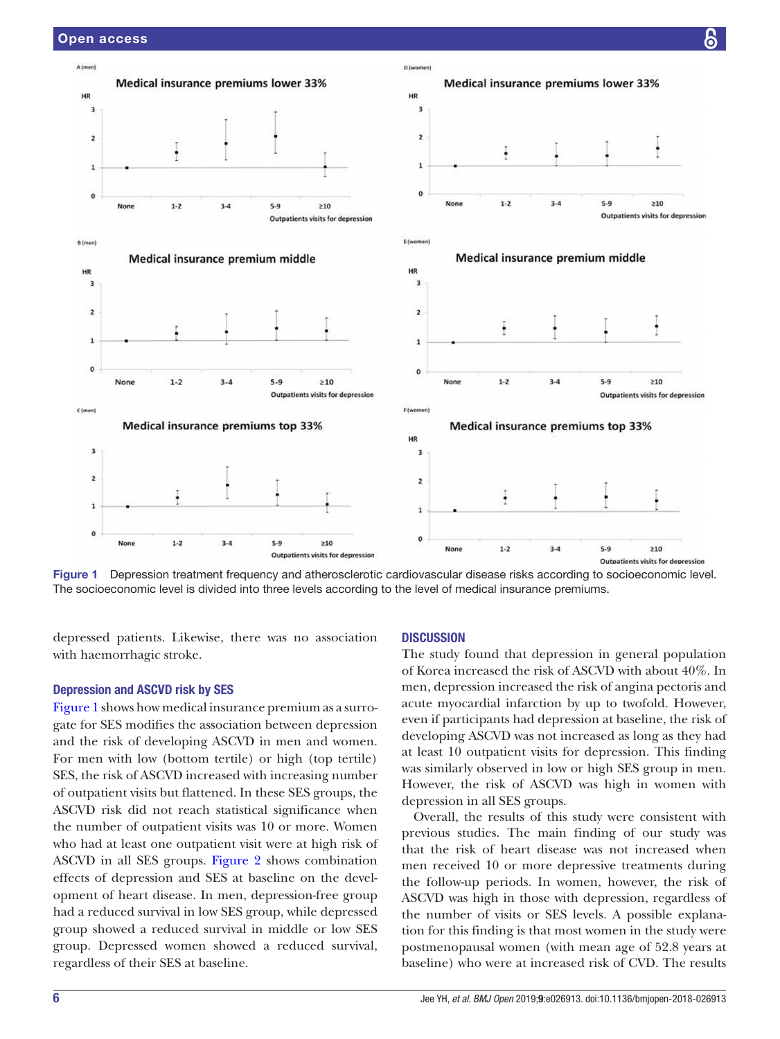Figure 1 Depression treatment frequency and atherosclerotic cardiovascular disease risks according to socioeconomic level. The socioeconomic level is divided into three levels according to the level of medical insurance premiums.

depressed patients. Likewise, there was no association with haemorrhagic stroke.

### Depression and ASCVD risk by SES

Figure 1 shows how medical insurance premium as a surrogate for SES modifies the association between depression and the risk of developing ASCVD in men and women. For men with low (bottom tertile) or high (top tertile) SES, the risk of ASCVD increased with increasing number of outpatient visits but flattened. In these SES groups, the ASCVD risk did not reach statistical significance when the number of outpatient visits was 10 or more. Women who had at least one outpatient visit were at high risk of ASCVD in all SES groups. Figure 2 shows combination effects of depression and SES at baseline on the development of heart disease. In men, depression-free group had a reduced survival in low SES group, while depressed group showed a reduced survival in middle or low SES group. Depressed women showed a reduced survival, regardless of their SES at baseline.

## DISCUSSION

The study found that depression in general population of Korea increased the risk of ASCVD with about 40%. In men, depression increased the risk of angina pectoris and acute myocardial infarction by up to twofold. However, even if participants had depression at baseline, the risk of developing ASCVD was not increased as long as they had at least 10 outpatient visits for depression. This finding was similarly observed in low or high SES group in men. However, the risk of ASCVD was high in women with depression in all SES groups.

Overall, the results of this study were consistent with previous studies. The main finding of our study was that the risk of heart disease was not increased when men received 10 or more depressive treatments during the follow-up periods. In women, however, the risk of ASCVD was high in those with depression, regardless of the number of visits or SES levels. A possible explanation for this finding is that most women in the study were postmenopausal women (with mean age of 52.8 years at baseline) who were at increased risk of CVD. The results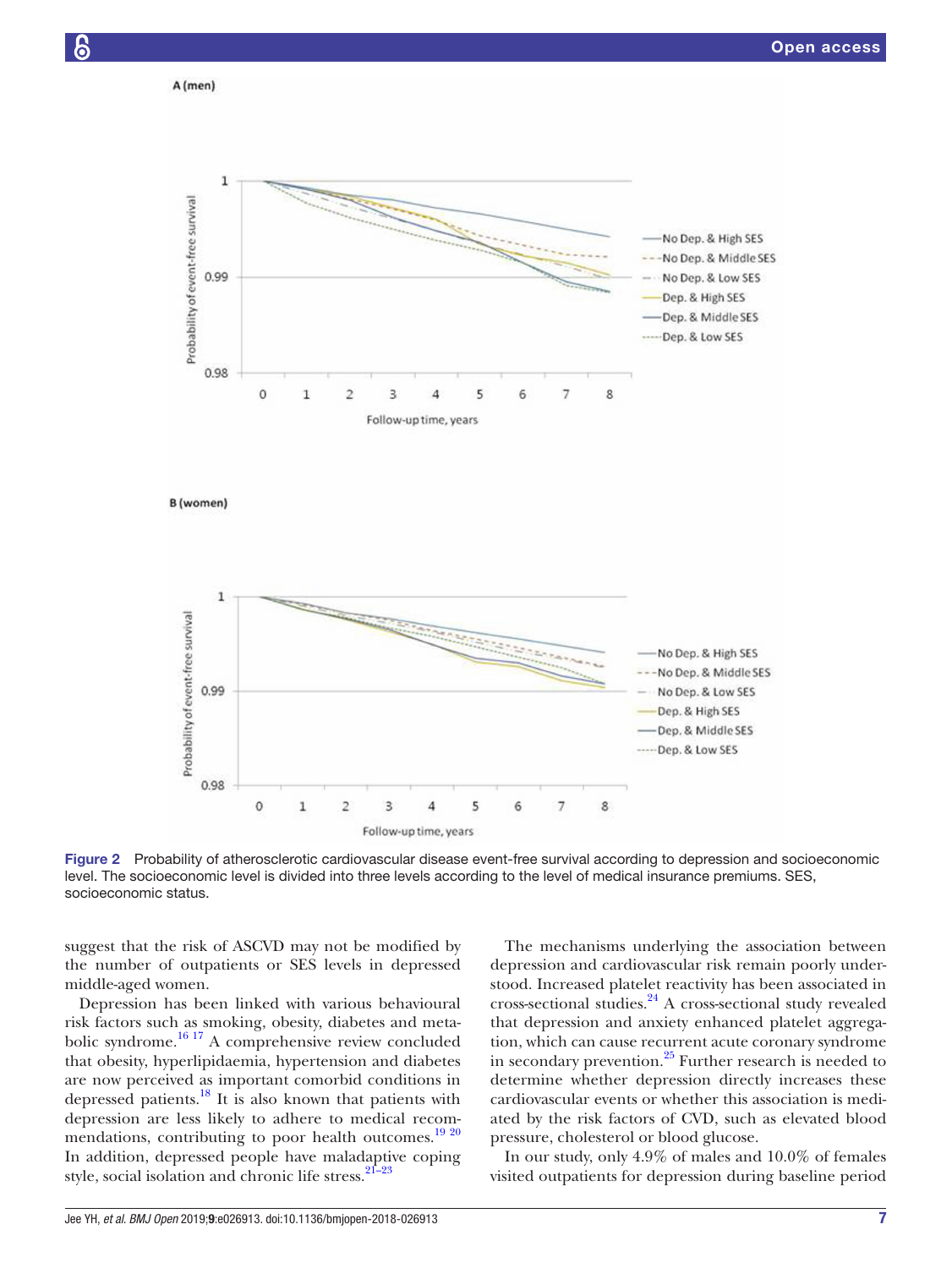Figure 2 Probability of atherosclerotic cardiovascular disease event-free survival according to depression and socioeconomic level. The socioeconomic level is divided into three levels according to the level of medical insurance premiums. SES, socioeconomic status.

suggest that the risk of ASCVD may not be modified by the number of outpatients or SES levels in depressed middle-aged women.

Depression has been linked with various behavioural risk factors such as smoking, obesity, diabetes and metabolic syndrome.[16 17] A comprehensive review concluded that obesity, hyperlipidaemia, hypertension and diabetes are now perceived as important comorbid conditions in depressed patients.[18] It is also known that patients with depression are less likely to adhere to medical recommendations, contributing to poor health outcomes.[19 20] In addition, depressed people have maladaptive coping style, social isolation and chronic life stress.[21–23]

The mechanisms underlying the association between depression and cardiovascular risk remain poorly understood. Increased platelet reactivity has been associated in cross-sectional studies.[24] A cross-sectional study revealed that depression and anxiety enhanced platelet aggregation, which can cause recurrent acute coronary syndrome in secondary prevention.[25] Further research is needed to determine whether depression directly increases these cardiovascular events or whether this association is mediated by the risk factors of CVD, such as elevated blood pressure, cholesterol or blood glucose.

In our study, only 4.9% of males and 10.0% of females visited outpatients for depression during baseline period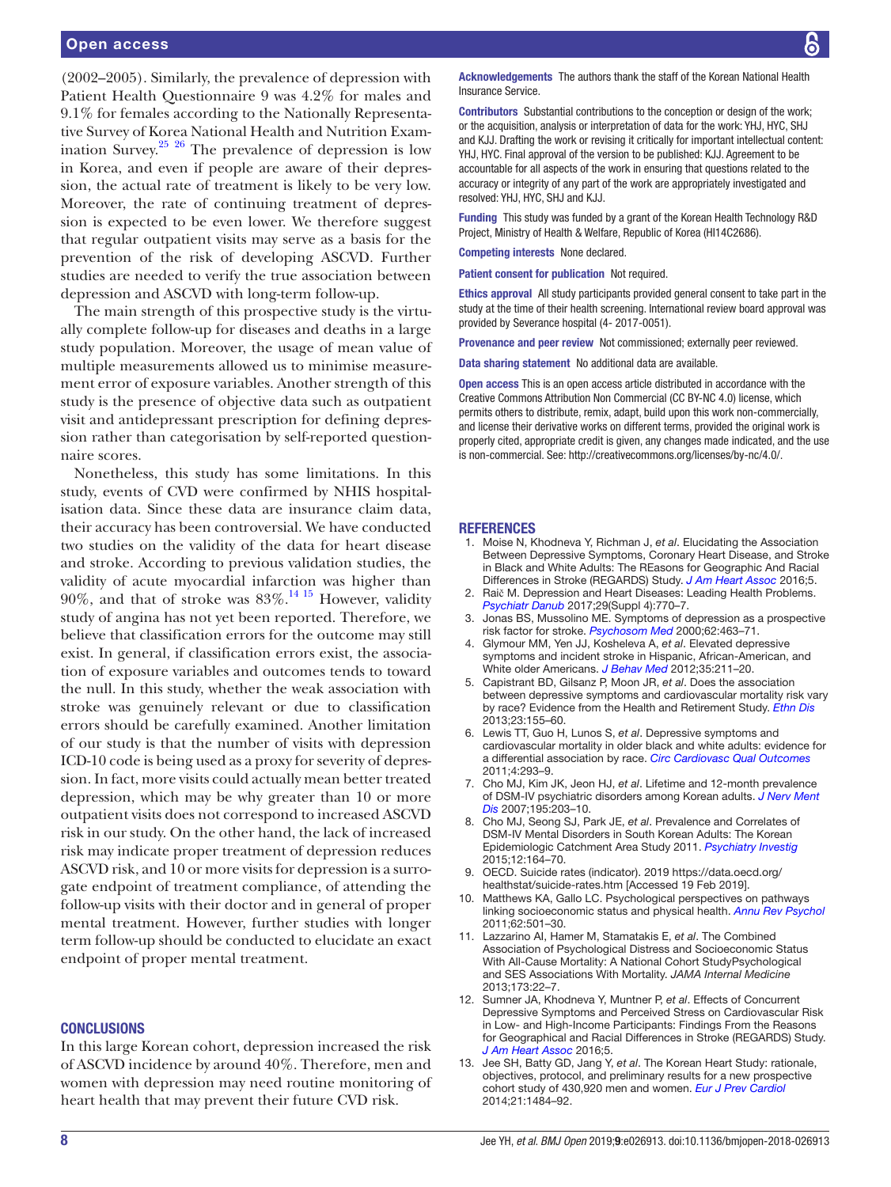(2002–2005). Similarly, the prevalence of depression with Patient Health Questionnaire 9 was 4.2% for males and 9.1% for females according to the Nationally Representative Survey of Korea National Health and Nutrition Examination Survey.[25 26] The prevalence of depression is low in Korea, and even if people are aware of their depression, the actual rate of treatment is likely to be very low. Moreover, the rate of continuing treatment of depression is expected to be even lower. We therefore suggest that regular outpatient visits may serve as a basis for the prevention of the risk of developing ASCVD. Further studies are needed to verify the true association between depression and ASCVD with long-term follow-up.

The main strength of this prospective study is the virtually complete follow-up for diseases and deaths in a large study population. Moreover, the usage of mean value of multiple measurements allowed us to minimise measurement error of exposure variables. Another strength of this study is the presence of objective data such as outpatient visit and antidepressant prescription for defining depression rather than categorisation by self-reported questionnaire scores.

Nonetheless, this study has some limitations. In this study, events of CVD were confirmed by NHIS hospitalisation data. Since these data are insurance claim data, their accuracy has been controversial. We have conducted two studies on the validity of the data for heart disease and stroke. According to previous validation studies, the validity of acute myocardial infarction was higher than 90%, and that of stroke was 83%.[14 15] However, validity study of angina has not yet been reported. Therefore, we believe that classification errors for the outcome may still exist. In general, if classification errors exist, the association of exposure variables and outcomes tends to toward the null. In this study, whether the weak association with stroke was genuinely relevant or due to classification errors should be carefully examined. Another limitation of our study is that the number of visits with depression ICD-10 code is being used as a proxy for severity of depression. In fact, more visits could actually mean better treated depression, which may be why greater than 10 or more outpatient visits does not correspond to increased ASCVD risk in our study. On the other hand, the lack of increased risk may indicate proper treatment of depression reduces ASCVD risk, and 10 or more visits for depression is a surrogate endpoint of treatment compliance, of attending the follow-up visits with their doctor and in general of proper mental treatment. However, further studies with longer term follow-up should be conducted to elucidate an exact endpoint of proper mental treatment.

## CONCLUSIONS

In this large Korean cohort, depression increased the risk of ASCVD incidence by around 40%. Therefore, men and women with depression may need routine monitoring of heart health that may prevent their future CVD risk.

**Acknowledgements** The authors thank the staff of the Korean National Health Insurance Service.

**Contributors** Substantial contributions to the conception or design of the work; or the acquisition, analysis or interpretation of data for the work: YHJ, HYC, SHJ and KJJ. Drafting the work or revising it critically for important intellectual content: YHJ, HYC. Final approval of the version to be published: KJJ. Agreement to be accountable for all aspects of the work in ensuring that questions related to the accuracy or integrity of any part of the work are appropriately investigated and resolved: YHJ, HYC, SHJ and KJJ.

**Funding** This study was funded by a grant of the Korean Health Technology R&D Project, Ministry of Health & Welfare, Republic of Korea (HI14C2686).

**Competing interests** None declared.

**Patient consent for publication** Not required.

**Ethics approval** All study participants provided general consent to take part in the study at the time of their health screening. International review board approval was provided by Severance hospital (4- 2017-0051).

**Provenance and peer review** Not commissioned; externally peer reviewed.

**Data sharing statement** No additional data are available.

**Open access** This is an open access article distributed in accordance with the Creative Commons Attribution Non Commercial (CC BY-NC 4.0) license, which permits others to distribute, remix, adapt, build upon this work non-commercially, and license their derivative works on different terms, provided the original work is properly cited, appropriate credit is given, any changes made indicated, and the use is non-commercial. See: http://creativecommons.org/licenses/by-nc/4.0/.

## REFERENCES

1. Moise N, Khodneva Y, Richman J, *et al*. Elucidating the Association Between Depressive Symptoms, Coronary Heart Disease, and Stroke in Black and White Adults: The REasons for Geographic And Racial Differences in Stroke (REGARDS) Study. *J Am Heart Assoc* 2016;5.
2. Raič M. Depression and Heart Diseases: Leading Health Problems. *Psychiatr Danub* 2017;29(Suppl 4):770–7.
3. Jonas BS, Mussolino ME. Symptoms of depression as a prospective risk factor for stroke. *Psychosom Med* 2000;62:463–71.
4. Glymour MM, Yen JJ, Kosheleva A, *et al*. Elevated depressive symptoms and incident stroke in Hispanic, African-American, and White older Americans. *J Behav Med* 2012;35:211–20.
5. Capistrant BD, Gilsanz P, Moon JR, *et al*. Does the association between depressive symptoms and cardiovascular mortality risk vary by race? Evidence from the Health and Retirement Study. *Ethn Dis* 2013;23:155–60.
6. Lewis TT, Guo H, Lunos S, *et al*. Depressive symptoms and cardiovascular mortality in older black and white adults: evidence for a differential association by race. *Circ Cardiovasc Qual Outcomes* 2011;4:293–9.
7. Cho MJ, Kim JK, Jeon HJ, *et al*. Lifetime and 12-month prevalence of DSM-IV psychiatric disorders among Korean adults. *J Nerv Ment Dis* 2007;195:203–10.
8. Cho MJ, Seong SJ, Park JE, *et al*. Prevalence and Correlates of DSM-IV Mental Disorders in South Korean Adults: The Korean Epidemiologic Catchment Area Study 2011. *Psychiatry Investig* 2015;12:164–70.
9. OECD. Suicide rates (indicator). 2019 https://data.oecd.org/healthstat/suicide-rates.htm [Accessed 19 Feb 2019].
10. Matthews KA, Gallo LC. Psychological perspectives on pathways linking socioeconomic status and physical health. *Annu Rev Psychol* 2011;62:501–30.
11. Lazzarino AI, Hamer M, Stamatakis E, *et al*. The Combined Association of Psychological Distress and Socioeconomic Status With All-Cause Mortality: A National Cohort StudyPsychological and SES Associations With Mortality. *JAMA Internal Medicine* 2013;173:22–7.
12. Sumner JA, Khodneva Y, Muntner P, *et al*. Effects of Concurrent Depressive Symptoms and Perceived Stress on Cardiovascular Risk in Low- and High-Income Participants: Findings From the Reasons for Geographical and Racial Differences in Stroke (REGARDS) Study. *J Am Heart Assoc* 2016;5.
13. Jee SH, Batty GD, Jang Y, *et al*. The Korean Heart Study: rationale, objectives, protocol, and preliminary results for a new prospective cohort study of 430,920 men and women. *Eur J Prev Cardiol* 2014;21:1484–92.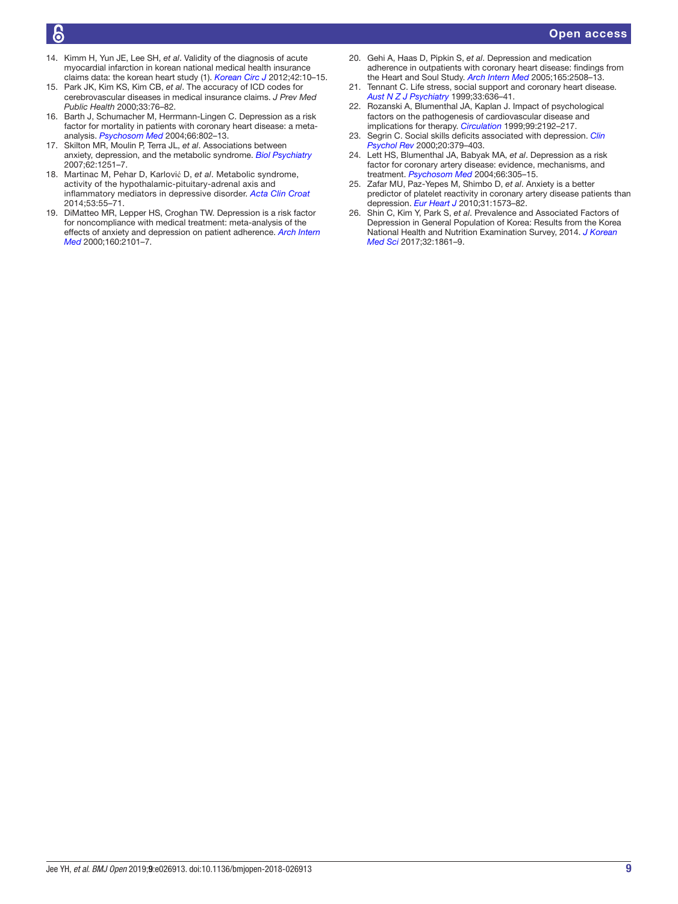14. Kimm H, Yun JE, Lee SH, *et al*. Validity of the diagnosis of acute myocardial infarction in korean national medical health insurance claims data: the korean heart study (1). *Korean Circ J* 2012;42:10–15.
15. Park JK, Kim KS, Kim CB, *et al*. The accuracy of ICD codes for cerebrovascular diseases in medical insurance claims. *J Prev Med Public Health* 2000;33:76–82.
16. Barth J, Schumacher M, Herrmann-Lingen C. Depression as a risk factor for mortality in patients with coronary heart disease: a meta-analysis. *Psychosom Med* 2004;66:802–13.
17. Skilton MR, Moulin P, Terra JL, *et al*. Associations between anxiety, depression, and the metabolic syndrome. *Biol Psychiatry* 2007;62:1251–7.
18. Martinac M, Pehar D, Karlović D, *et al*. Metabolic syndrome, activity of the hypothalamic-pituitary-adrenal axis and inflammatory mediators in depressive disorder. *Acta Clin Croat* 2014;53:55–71.
19. DiMatteo MR, Lepper HS, Croghan TW. Depression is a risk factor for noncompliance with medical treatment: meta-analysis of the effects of anxiety and depression on patient adherence. *Arch Intern Med* 2000;160:2101–7.
20. Gehi A, Haas D, Pipkin S, *et al*. Depression and medication adherence in outpatients with coronary heart disease: findings from the Heart and Soul Study. *Arch Intern Med* 2005;165:2508–13.
21. Tennant C. Life stress, social support and coronary heart disease. *Aust N Z J Psychiatry* 1999;33:636–41.
22. Rozanski A, Blumenthal JA, Kaplan J. Impact of psychological factors on the pathogenesis of cardiovascular disease and implications for therapy. *Circulation* 1999;99:2192–217.
23. Segrin C. Social skills deficits associated with depression. *Clin Psychol Rev* 2000;20:379–403.
24. Lett HS, Blumenthal JA, Babyak MA, *et al*. Depression as a risk factor for coronary artery disease: evidence, mechanisms, and treatment. *Psychosom Med* 2004;66:305–15.
25. Zafar MU, Paz-Yepes M, Shimbo D, *et al*. Anxiety is a better predictor of platelet reactivity in coronary artery disease patients than depression. *Eur Heart J* 2010;31:1573–82.
26. Shin C, Kim Y, Park S, *et al*. Prevalence and Associated Factors of Depression in General Population of Korea: Results from the Korea National Health and Nutrition Examination Survey, 2014. *J Korean Med Sci* 2017;32:1861–9.